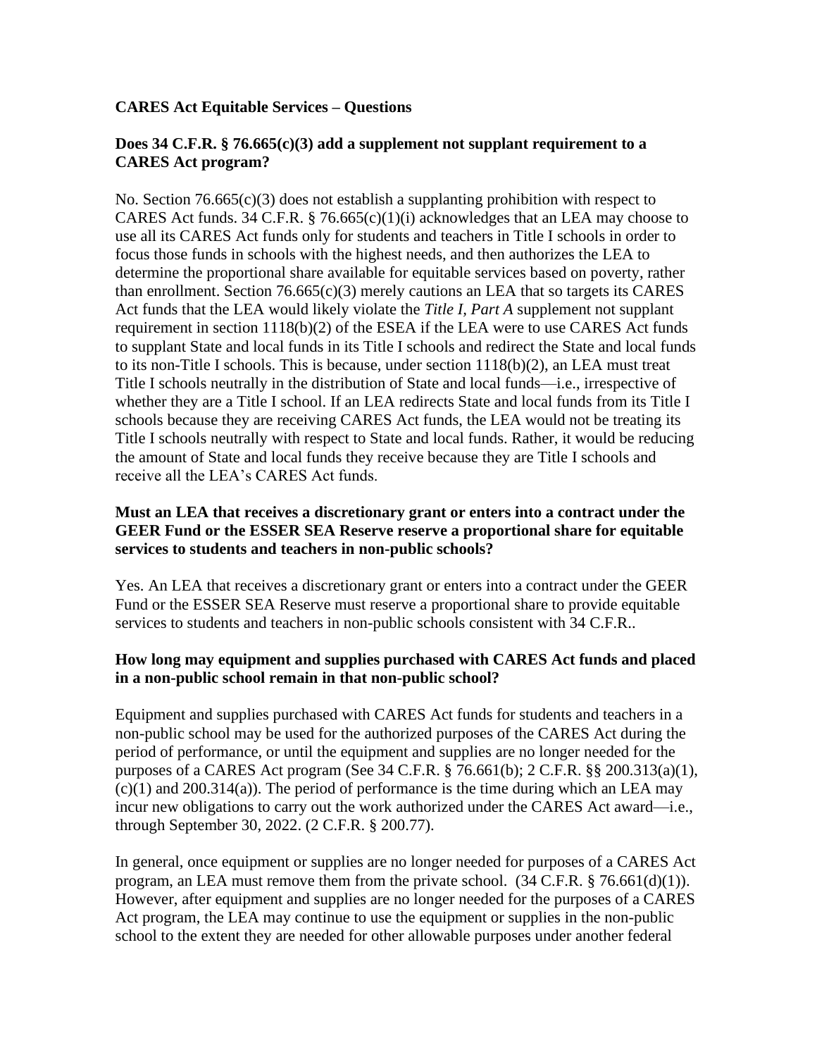**CARES Act Equitable Services – Questions**

**Does 34 C.F.R. § 76.665(c)(3) add a supplement not supplant requirement to a CARES Act program?**

No. Section 76.665(c)(3) does not establish a supplanting prohibition with respect to CARES Act funds. 34 C.F.R. § 76.665(c)(1)(i) acknowledges that an LEA may choose to use all its CARES Act funds only for students and teachers in Title I schools in order to focus those funds in schools with the highest needs, and then authorizes the LEA to determine the proportional share available for equitable services based on poverty, rather than enrollment. Section 76.665(c)(3) merely cautions an LEA that so targets its CARES Act funds that the LEA would likely violate the *Title I, Part A* supplement not supplant requirement in section 1118(b)(2) of the ESEA if the LEA were to use CARES Act funds to supplant State and local funds in its Title I schools and redirect the State and local funds to its non-Title I schools. This is because, under section 1118(b)(2), an LEA must treat Title I schools neutrally in the distribution of State and local funds—i.e., irrespective of whether they are a Title I school. If an LEA redirects State and local funds from its Title I schools because they are receiving CARES Act funds, the LEA would not be treating its Title I schools neutrally with respect to State and local funds. Rather, it would be reducing the amount of State and local funds they receive because they are Title I schools and receive all the LEA's CARES Act funds.

**Must an LEA that receives a discretionary grant or enters into a contract under the GEER Fund or the ESSER SEA Reserve reserve a proportional share for equitable services to students and teachers in non-public schools?**

Yes. An LEA that receives a discretionary grant or enters into a contract under the GEER Fund or the ESSER SEA Reserve must reserve a proportional share to provide equitable services to students and teachers in non-public schools consistent with 34 C.F.R..

**How long may equipment and supplies purchased with CARES Act funds and placed in a non-public school remain in that non-public school?**

Equipment and supplies purchased with CARES Act funds for students and teachers in a non-public school may be used for the authorized purposes of the CARES Act during the period of performance, or until the equipment and supplies are no longer needed for the purposes of a CARES Act program (See 34 C.F.R. § 76.661(b); 2 C.F.R. §§ 200.313(a)(1), (c)(1) and 200.314(a)). The period of performance is the time during which an LEA may incur new obligations to carry out the work authorized under the CARES Act award—i.e., through September 30, 2022. (2 C.F.R. § 200.77).

In general, once equipment or supplies are no longer needed for purposes of a CARES Act program, an LEA must remove them from the private school. (34 C.F.R. § 76.661(d)(1)). However, after equipment and supplies are no longer needed for the purposes of a CARES Act program, the LEA may continue to use the equipment or supplies in the non-public school to the extent they are needed for other allowable purposes under another federal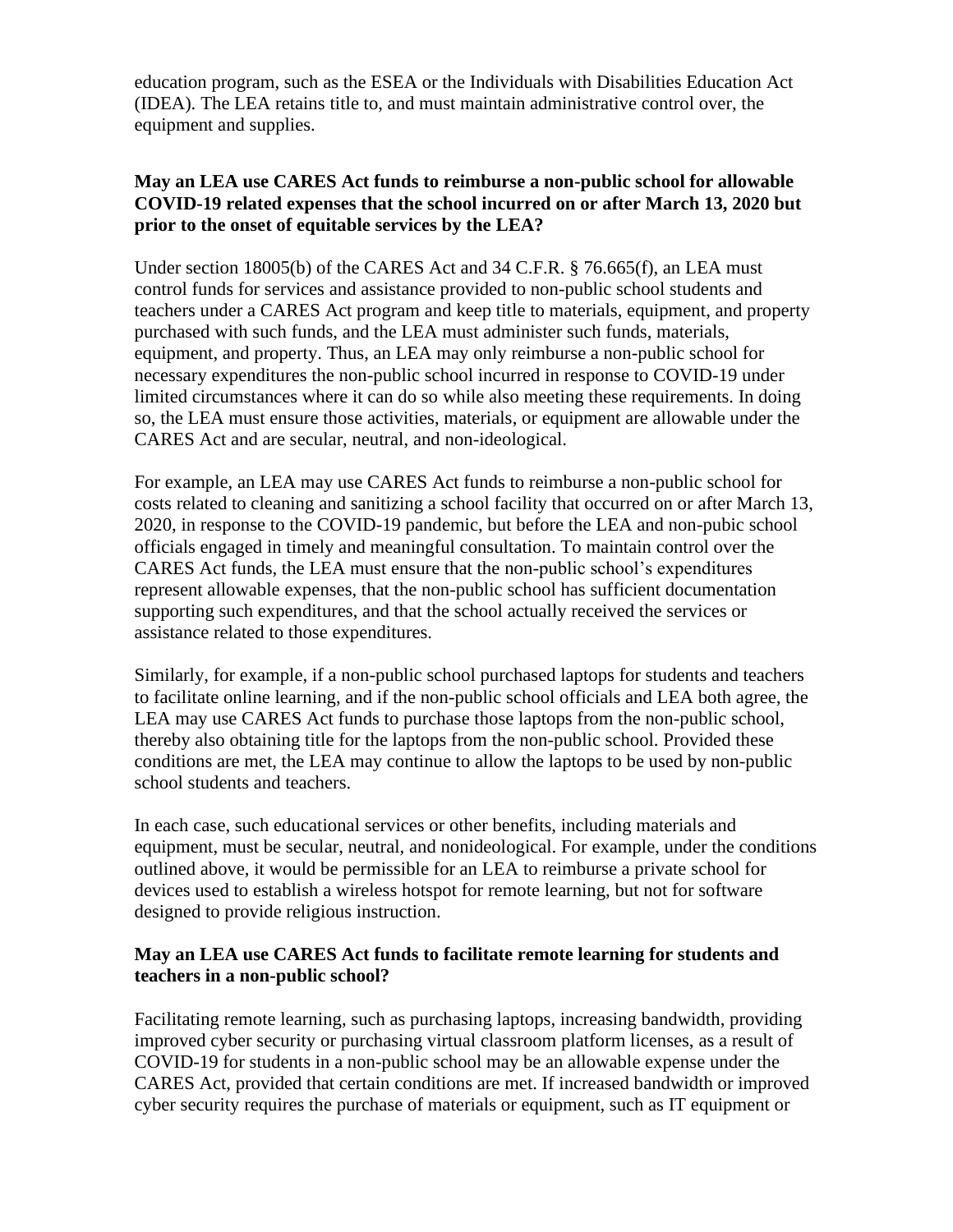education program, such as the ESEA or the Individuals with Disabilities Education Act (IDEA). The LEA retains title to, and must maintain administrative control over, the equipment and supplies.

**May an LEA use CARES Act funds to reimburse a non-public school for allowable COVID-19 related expenses that the school incurred on or after March 13, 2020 but prior to the onset of equitable services by the LEA?**

Under section 18005(b) of the CARES Act and 34 C.F.R. § 76.665(f), an LEA must control funds for services and assistance provided to non-public school students and teachers under a CARES Act program and keep title to materials, equipment, and property purchased with such funds, and the LEA must administer such funds, materials, equipment, and property. Thus, an LEA may only reimburse a non-public school for necessary expenditures the non-public school incurred in response to COVID-19 under limited circumstances where it can do so while also meeting these requirements. In doing so, the LEA must ensure those activities, materials, or equipment are allowable under the CARES Act and are secular, neutral, and non-ideological.

For example, an LEA may use CARES Act funds to reimburse a non-public school for costs related to cleaning and sanitizing a school facility that occurred on or after March 13, 2020, in response to the COVID-19 pandemic, but before the LEA and non-pubic school officials engaged in timely and meaningful consultation. To maintain control over the CARES Act funds, the LEA must ensure that the non-public school's expenditures represent allowable expenses, that the non-public school has sufficient documentation supporting such expenditures, and that the school actually received the services or assistance related to those expenditures.

Similarly, for example, if a non-public school purchased laptops for students and teachers to facilitate online learning, and if the non-public school officials and LEA both agree, the LEA may use CARES Act funds to purchase those laptops from the non-public school, thereby also obtaining title for the laptops from the non-public school. Provided these conditions are met, the LEA may continue to allow the laptops to be used by non-public school students and teachers.

In each case, such educational services or other benefits, including materials and equipment, must be secular, neutral, and nonideological. For example, under the conditions outlined above, it would be permissible for an LEA to reimburse a private school for devices used to establish a wireless hotspot for remote learning, but not for software designed to provide religious instruction.

**May an LEA use CARES Act funds to facilitate remote learning for students and teachers in a non-public school?**

Facilitating remote learning, such as purchasing laptops, increasing bandwidth, providing improved cyber security or purchasing virtual classroom platform licenses, as a result of COVID-19 for students in a non-public school may be an allowable expense under the CARES Act, provided that certain conditions are met. If increased bandwidth or improved cyber security requires the purchase of materials or equipment, such as IT equipment or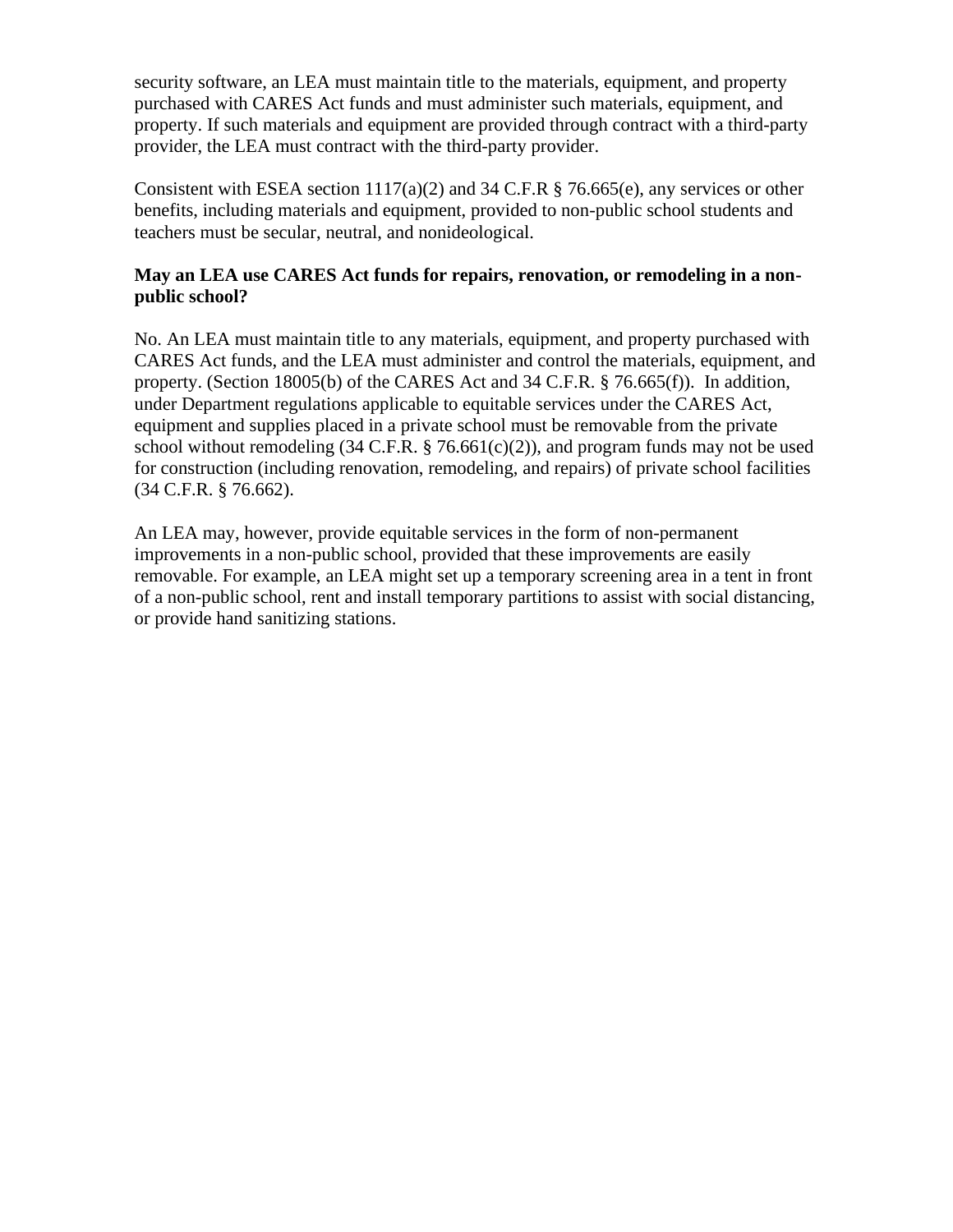security software, an LEA must maintain title to the materials, equipment, and property purchased with CARES Act funds and must administer such materials, equipment, and property. If such materials and equipment are provided through contract with a third-party provider, the LEA must contract with the third-party provider.

Consistent with ESEA section 1117(a)(2) and 34 C.F.R § 76.665(e), any services or other benefits, including materials and equipment, provided to non-public school students and teachers must be secular, neutral, and nonideological.

**May an LEA use CARES Act funds for repairs, renovation, or remodeling in a non-public school?**

No. An LEA must maintain title to any materials, equipment, and property purchased with CARES Act funds, and the LEA must administer and control the materials, equipment, and property. (Section 18005(b) of the CARES Act and 34 C.F.R. § 76.665(f)). In addition, under Department regulations applicable to equitable services under the CARES Act, equipment and supplies placed in a private school must be removable from the private school without remodeling (34 C.F.R. § 76.661(c)(2)), and program funds may not be used for construction (including renovation, remodeling, and repairs) of private school facilities (34 C.F.R. § 76.662).

An LEA may, however, provide equitable services in the form of non-permanent improvements in a non-public school, provided that these improvements are easily removable. For example, an LEA might set up a temporary screening area in a tent in front of a non-public school, rent and install temporary partitions to assist with social distancing, or provide hand sanitizing stations.